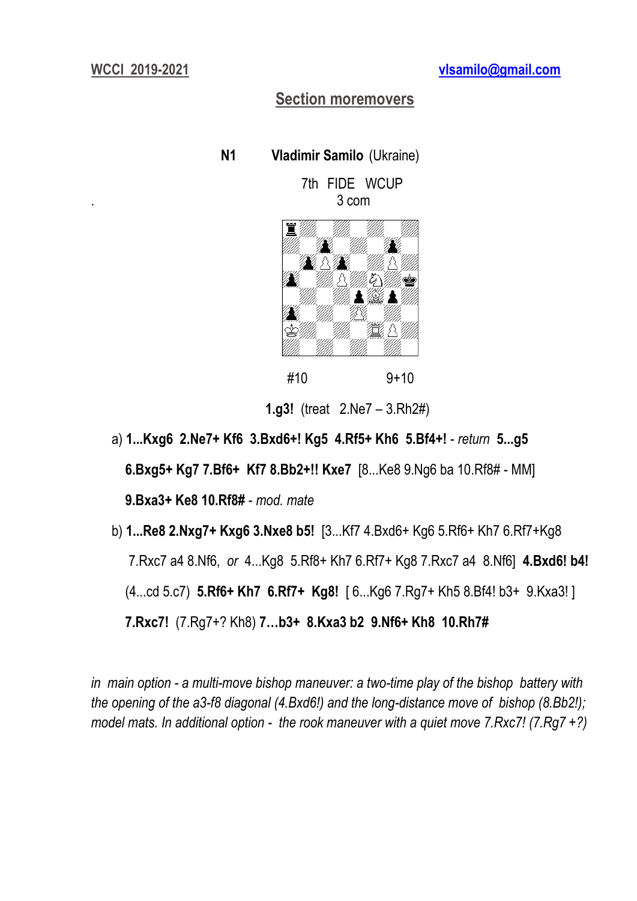**WCCI 2019-2021** **vlsamilo@gmail.com**

## Section moremovers

**N1** **Vladimir Samilo** (Ukraine)

7th FIDE WCUP
3 com

#10 9+10

**1.g3!** (treat 2.Ne7 – 3.Rh2#)

a) **1...Kxg6 2.Ne7+ Kf6 3.Bxd6+! Kg5 4.Rf5+ Kh6 5.Bf4+!** - *return* **5...g5 6.Bxg5+ Kg7 7.Bf6+ Kf7 8.Bb2+!! Kxe7** [8...Ke8 9.Ng6 ba 10.Rf8# - MM] **9.Bxa3+ Ke8 10.Rf8#** - *mod. mate*

b) **1...Re8 2.Nxg7+ Kxg6 3.Nxe8 b5!** [3...Kf7 4.Bxd6+ Kg6 5.Rf6+ Kh7 6.Rf7+Kg8 7.Rxc7 a4 8.Nf6, *or* 4...Kg8 5.Rf8+ Kh7 6.Rf7+ Kg8 7.Rxc7 a4 8.Nf6] **4.Bxd6! b4!** (4...cd 5.c7) **5.Rf6+ Kh7 6.Rf7+ Kg8!** [ 6...Kg6 7.Rg7+ Kh5 8.Bf4! b3+ 9.Kxa3! ] **7.Rxc7!** (7.Rg7+? Kh8) **7…b3+ 8.Kxa3 b2 9.Nf6+ Kh8 10.Rh7#**

*in main option - a multi-move bishop maneuver: a two-time play of the bishop battery with the opening of the a3-f8 diagonal (4.Bxd6!) and the long-distance move of bishop (8.Bb2!); model mats. In additional option - the rook maneuver with a quiet move 7.Rxc7! (7.Rg7 +?)*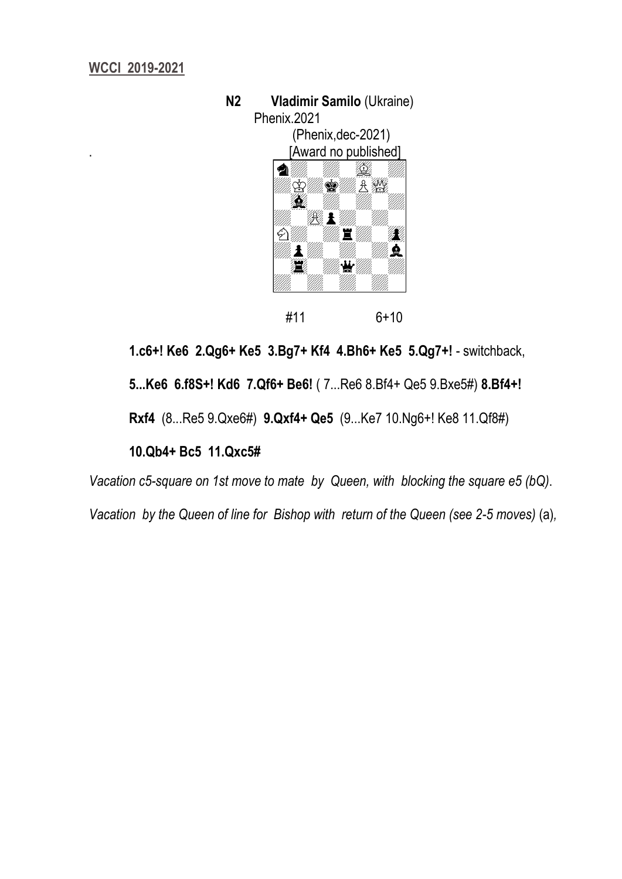**WCCI 2019-2021**

**N2 Vladimir Samilo** (Ukraine)
Phenix.2021
(Phenix,dec-2021)
[Award no published]

#11 6+10

**1.c6+! Ke6 2.Qg6+ Ke5 3.Bg7+ Kf4 4.Bh6+ Ke5 5.Qg7+!** - switchback,

**5...Ke6 6.f8S+! Kd6 7.Qf6+ Be6!** ( 7...Re6 8.Bf4+ Qe5 9.Bxe5#) **8.Bf4+!**

**Rxf4** (8...Re5 9.Qxe6#) **9.Qxf4+ Qe5** (9...Ke7 10.Ng6+! Ke8 11.Qf8#)

**10.Qb4+ Bc5 11.Qxc5#**

*Vacation c5-square on 1st move to mate by Queen, with blocking the square e5 (bQ).*

*Vacation by the Queen of line for Bishop with return of the Queen (see 2-5 moves)* (a),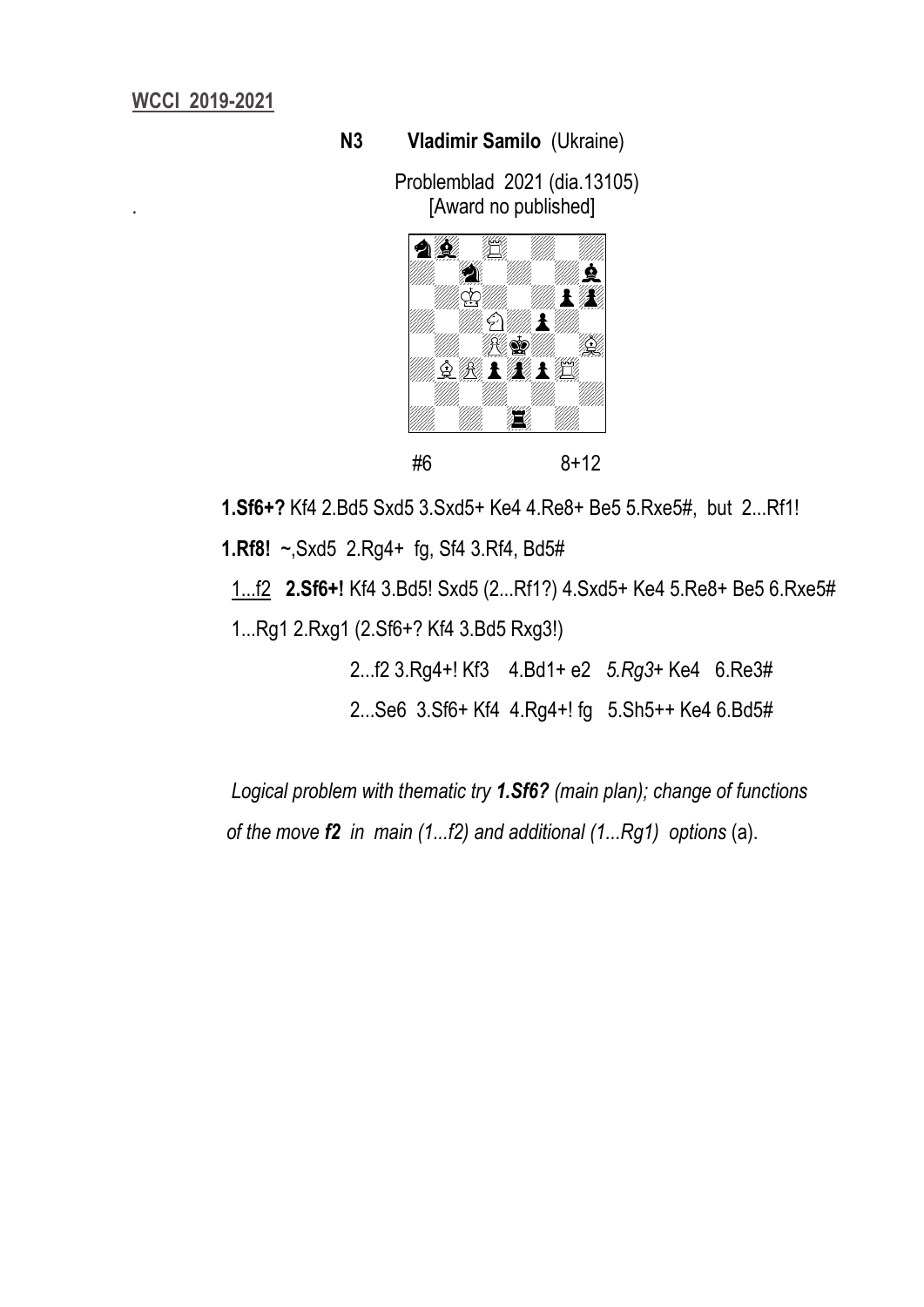**WCCI 2019-2021**

**N3 Vladimir Samilo** (Ukraine)

Problemblad 2021 (dia.13105)
[Award no published]

#6 8+12

**1.Sf6+?** Kf4 2.Bd5 Sxd5 3.Sxd5+ Ke4 4.Re8+ Be5 5.Rxe5#, but 2...Rf1!

**1.Rf8!** ~,Sxd5 2.Rg4+ fg, Sf4 3.Rf4, Bd5#

1...f2 **2.Sf6+!** Kf4 3.Bd5! Sxd5 (2...Rf1?) 4.Sxd5+ Ke4 5.Re8+ Be5 6.Rxe5#

1...Rg1 2.Rxg1 (2.Sf6+? Kf4 3.Bd5 Rxg3!)

2...f2 3.Rg4+! Kf3 4.Bd1+ e2 *5.Rg3*+ Ke4 6.Re3#

2...Se6 3.Sf6+ Kf4 4.Rg4+! fg 5.Sh5++ Ke4 6.Bd5#

*Logical problem with thematic try **1.Sf6?** (main plan); change of functions of the move **f2** in main (1...f2) and additional (1...Rg1) options* (a).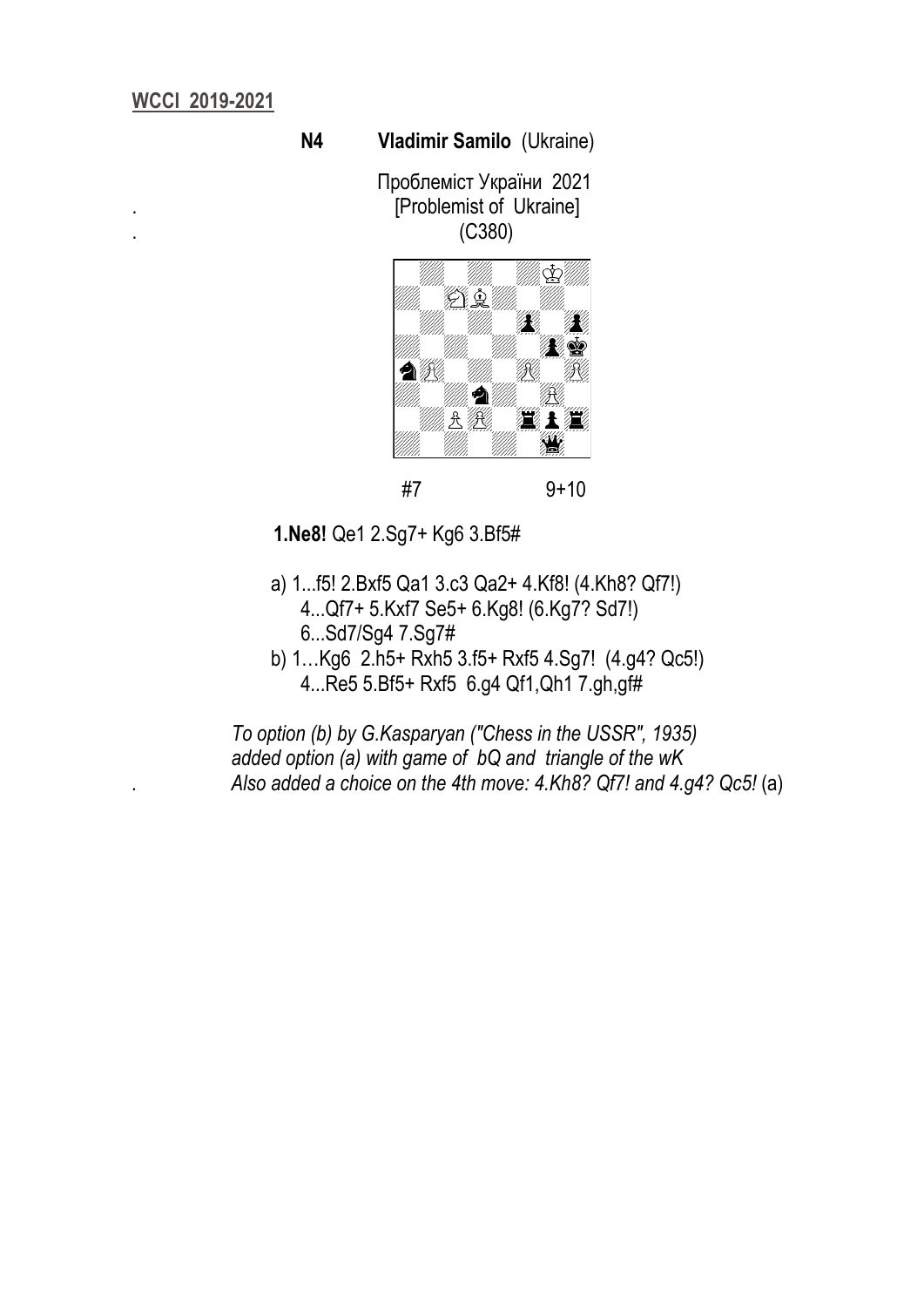**WCCI 2019-2021**

**N4 Vladimir Samilo** (Ukraine)

Проблеміст України 2021
.
[Problemist of Ukraine]
.
(C380)

#7 9+10

**1.Ne8!** Qe1 2.Sg7+ Kg6 3.Bf5#

a) 1...f5! 2.Bxf5 Qa1 3.c3 Qa2+ 4.Kf8! (4.Kh8? Qf7!)
4...Qf7+ 5.Kxf7 Se5+ 6.Kg8! (6.Kg7? Sd7!)
6...Sd7/Sg4 7.Sg7#

b) 1…Kg6 2.h5+ Rxh5 3.f5+ Rxf5 4.Sg7! (4.g4? Qc5!)
4...Re5 5.Bf5+ Rxf5 6.g4 Qf1,Qh1 7.gh,gf#

*To option (b) by G.Kasparyan ("Chess in the USSR", 1935)*
*added option (a) with game of bQ and triangle of the wK*
. *Also added a choice on the 4th move: 4.Kh8? Qf7! and 4.g4? Qc5!* (a)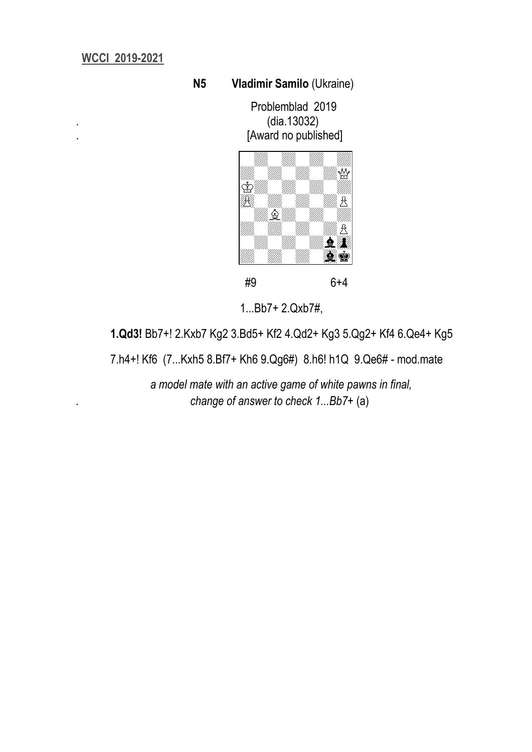**WCCI 2019-2021**

**N5 Vladimir Samilo** (Ukraine)

Problemblad 2019
(dia.13032)
[Award no published]

#9 6+4

1...Bb7+ 2.Qxb7#,

**1.Qd3!** Bb7+! 2.Kxb7 Kg2 3.Bd5+ Kf2 4.Qd2+ Kg3 5.Qg2+ Kf4 6.Qe4+ Kg5

7.h4+! Kf6 (7...Kxh5 8.Bf7+ Kh6 9.Qg6#) 8.h6! h1Q 9.Qe6# - mod.mate

*a model mate with an active game of white pawns in final,*
*change of answer to check 1...Bb7+* (a)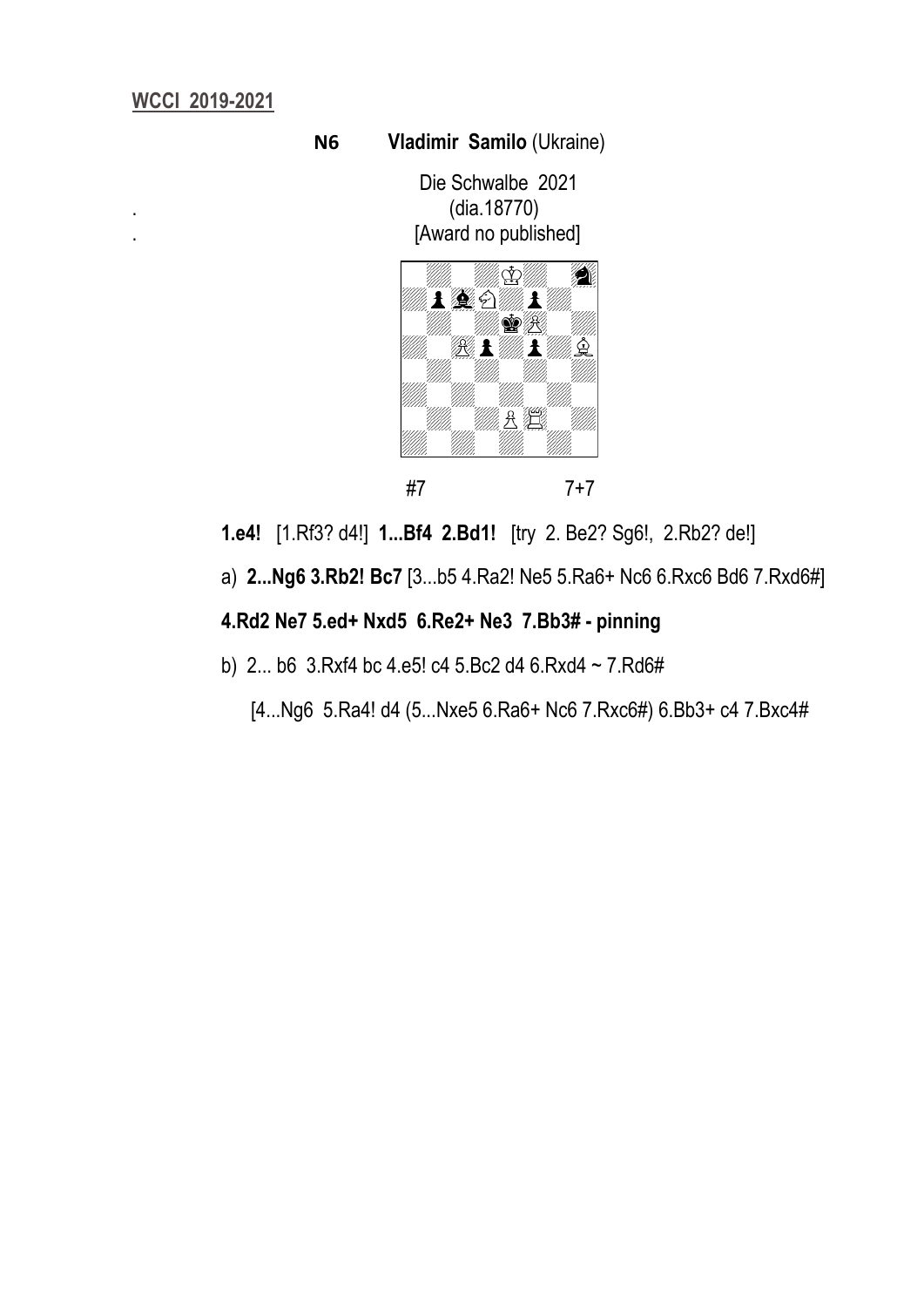**WCCI 2019-2021**

**N6 Vladimir Samilo** (Ukraine)

Die Schwalbe 2021

(dia.18770)

[Award no published]

#7 7+7

**1.e4!** [1.Rf3? d4!] **1...Bf4 2.Bd1!** [try 2. Be2? Sg6!, 2.Rb2? de!]

a) **2...Ng6 3.Rb2! Bc7** [3...b5 4.Ra2! Ne5 5.Ra6+ Nc6 6.Rxc6 Bd6 7.Rxd6#]

**4.Rd2 Ne7 5.ed+ Nxd5 6.Re2+ Ne3 7.Bb3# - pinning**

b) 2... b6 3.Rxf4 bc 4.e5! c4 5.Bc2 d4 6.Rxd4 ~ 7.Rd6#

[4...Ng6 5.Ra4! d4 (5...Nxe5 6.Ra6+ Nc6 7.Rxc6#) 6.Bb3+ c4 7.Bxc4#